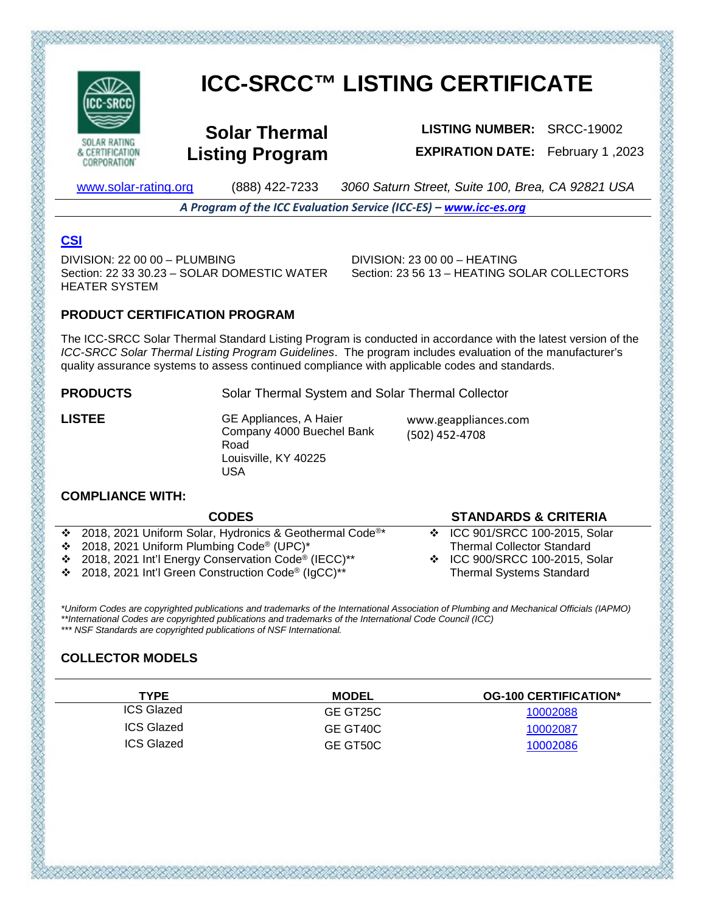# ICC-SRCC™ LISTING CERTIFICATE

SOLAR RATING & CERTIFICATION CORPORATION

## Solar Thermal Listing Program

**LISTING NUMBER:** SRCC-19002

**EXPIRATION DATE:** February 1 ,2023

www.solar-rating.org (888) 422-7233 *3060 Saturn Street, Suite 100, Brea, CA 92821 USA*

***A Program of the ICC Evaluation Service (ICC-ES) – www.icc-es.org***

### CSI

DIVISION: 22 00 00 – PLUMBING
Section: 22 33 30.23 – SOLAR DOMESTIC WATER HEATER SYSTEM

DIVISION: 23 00 00 – HEATING
Section: 23 56 13 – HEATING SOLAR COLLECTORS

### PRODUCT CERTIFICATION PROGRAM

The ICC-SRCC Solar Thermal Standard Listing Program is conducted in accordance with the latest version of the *ICC-SRCC Solar Thermal Listing Program Guidelines*. The program includes evaluation of the manufacturer's quality assurance systems to assess continued compliance with applicable codes and standards.

**PRODUCTS** Solar Thermal System and Solar Thermal Collector

**LISTEE** GE Appliances, A Haier Company 4000 Buechel Bank Road
Louisville, KY 40225
USA

www.geappliances.com
(502) 452-4708

### COMPLIANCE WITH:

**CODES**

- 2018, 2021 Uniform Solar, Hydronics & Geothermal Code®*
- 2018, 2021 Uniform Plumbing Code® (UPC)*
- 2018, 2021 Int'l Energy Conservation Code® (IECC)**
- 2018, 2021 Int'l Green Construction Code® (IgCC)**

**STANDARDS & CRITERIA**

- ICC 901/SRCC 100-2015, Solar Thermal Collector Standard
- ICC 900/SRCC 100-2015, Solar Thermal Systems Standard

*\*Uniform Codes are copyrighted publications and trademarks of the International Association of Plumbing and Mechanical Officials (IAPMO)*
*\*\*International Codes are copyrighted publications and trademarks of the International Code Council (ICC)*
*\*\*\* NSF Standards are copyrighted publications of NSF International.*

### COLLECTOR MODELS

| TYPE | MODEL | OG-100 CERTIFICATION* |
|---|---|---|
| ICS Glazed | GE GT25C | 10002088 |
| ICS Glazed | GE GT40C | 10002087 |
| ICS Glazed | GE GT50C | 10002086 |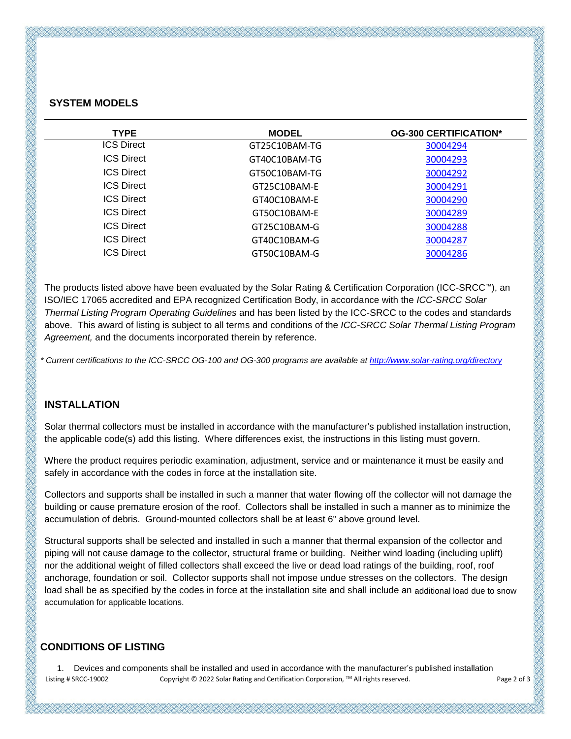## SYSTEM MODELS

| TYPE | MODEL | OG-300 CERTIFICATION* |
|---|---|---|
| ICS Direct | GT25C10BAM-TG | 30004294 |
| ICS Direct | GT40C10BAM-TG | 30004293 |
| ICS Direct | GT50C10BAM-TG | 30004292 |
| ICS Direct | GT25C10BAM-E | 30004291 |
| ICS Direct | GT40C10BAM-E | 30004290 |
| ICS Direct | GT50C10BAM-E | 30004289 |
| ICS Direct | GT25C10BAM-G | 30004288 |
| ICS Direct | GT40C10BAM-G | 30004287 |
| ICS Direct | GT50C10BAM-G | 30004286 |

The products listed above have been evaluated by the Solar Rating & Certification Corporation (ICC-SRCC™), an ISO/IEC 17065 accredited and EPA recognized Certification Body, in accordance with the *ICC-SRCC Solar Thermal Listing Program Operating Guidelines* and has been listed by the ICC-SRCC to the codes and standards above. This award of listing is subject to all terms and conditions of the *ICC-SRCC Solar Thermal Listing Program Agreement,* and the documents incorporated therein by reference.

*\* Current certifications to the ICC-SRCC OG-100 and OG-300 programs are available at http://www.solar-rating.org/directory*

## INSTALLATION

Solar thermal collectors must be installed in accordance with the manufacturer's published installation instruction, the applicable code(s) add this listing. Where differences exist, the instructions in this listing must govern.

Where the product requires periodic examination, adjustment, service and or maintenance it must be easily and safely in accordance with the codes in force at the installation site.

Collectors and supports shall be installed in such a manner that water flowing off the collector will not damage the building or cause premature erosion of the roof. Collectors shall be installed in such a manner as to minimize the accumulation of debris. Ground-mounted collectors shall be at least 6" above ground level.

Structural supports shall be selected and installed in such a manner that thermal expansion of the collector and piping will not cause damage to the collector, structural frame or building. Neither wind loading (including uplift) nor the additional weight of filled collectors shall exceed the live or dead load ratings of the building, roof, roof anchorage, foundation or soil. Collector supports shall not impose undue stresses on the collectors. The design load shall be as specified by the codes in force at the installation site and shall include an additional load due to snow accumulation for applicable locations.

## CONDITIONS OF LISTING

1. Devices and components shall be installed and used in accordance with the manufacturer's published installation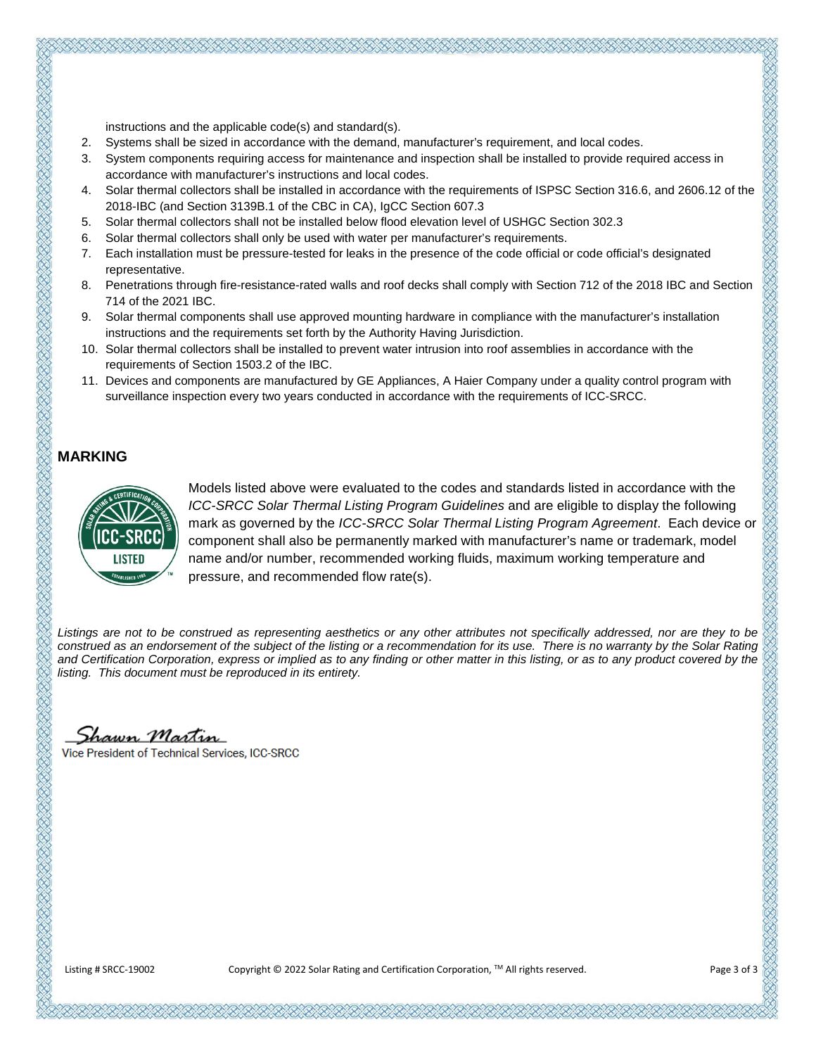instructions and the applicable code(s) and standard(s).

2. Systems shall be sized in accordance with the demand, manufacturer's requirement, and local codes.
3. System components requiring access for maintenance and inspection shall be installed to provide required access in accordance with manufacturer's instructions and local codes.
4. Solar thermal collectors shall be installed in accordance with the requirements of ISPSC Section 316.6, and 2606.12 of the 2018-IBC (and Section 3139B.1 of the CBC in CA), IgCC Section 607.3
5. Solar thermal collectors shall not be installed below flood elevation level of USHGC Section 302.3
6. Solar thermal collectors shall only be used with water per manufacturer's requirements.
7. Each installation must be pressure-tested for leaks in the presence of the code official or code official's designated representative.
8. Penetrations through fire-resistance-rated walls and roof decks shall comply with Section 712 of the 2018 IBC and Section 714 of the 2021 IBC.
9. Solar thermal components shall use approved mounting hardware in compliance with the manufacturer's installation instructions and the requirements set forth by the Authority Having Jurisdiction.
10. Solar thermal collectors shall be installed to prevent water intrusion into roof assemblies in accordance with the requirements of Section 1503.2 of the IBC.
11. Devices and components are manufactured by GE Appliances, A Haier Company under a quality control program with surveillance inspection every two years conducted in accordance with the requirements of ICC-SRCC.

## MARKING

Models listed above were evaluated to the codes and standards listed in accordance with the *ICC-SRCC Solar Thermal Listing Program Guidelines* and are eligible to display the following mark as governed by the *ICC-SRCC Solar Thermal Listing Program Agreement*. Each device or component shall also be permanently marked with manufacturer's name or trademark, model name and/or number, recommended working fluids, maximum working temperature and pressure, and recommended flow rate(s).

*Listings are not to be construed as representing aesthetics or any other attributes not specifically addressed, nor are they to be construed as an endorsement of the subject of the listing or a recommendation for its use. There is no warranty by the Solar Rating and Certification Corporation, express or implied as to any finding or other matter in this listing, or as to any product covered by the listing. This document must be reproduced in its entirety.*

Shawn Martin

Vice President of Technical Services, ICC-SRCC

Listing # SRCC-19002 Copyright © 2022 Solar Rating and Certification Corporation, ™ All rights reserved.